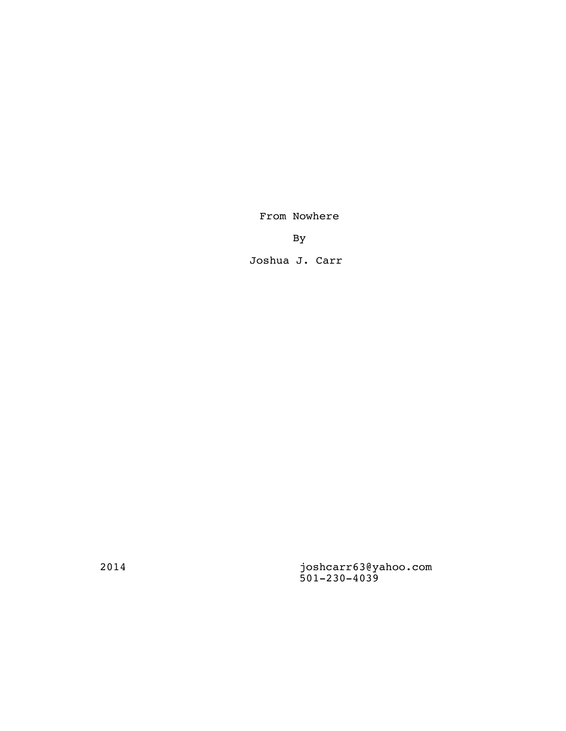From Nowhere

By

Joshua J. Carr

2014

joshcarr63@yahoo.com
501-230-4039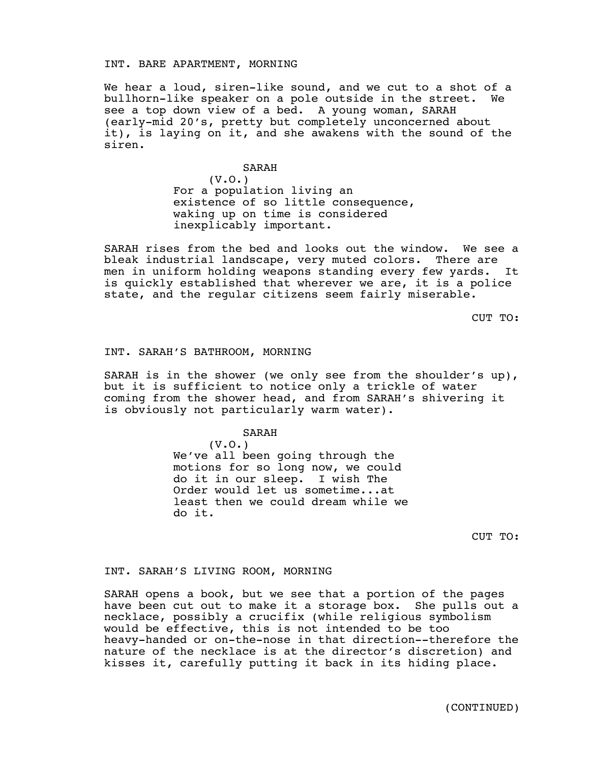INT. BARE APARTMENT, MORNING

We hear a loud, siren-like sound, and we cut to a shot of a bullhorn-like speaker on a pole outside in the street. We see a top down view of a bed. A young woman, SARAH (early-mid 20's, pretty but completely unconcerned about it), is laying on it, and she awakens with the sound of the siren.

SARAH
(V.O.)
For a population living an existence of so little consequence, waking up on time is considered inexplicably important.

SARAH rises from the bed and looks out the window. We see a bleak industrial landscape, very muted colors. There are men in uniform holding weapons standing every few yards. It is quickly established that wherever we are, it is a police state, and the regular citizens seem fairly miserable.

CUT TO:

INT. SARAH'S BATHROOM, MORNING

SARAH is in the shower (we only see from the shoulder's up), but it is sufficient to notice only a trickle of water coming from the shower head, and from SARAH's shivering it is obviously not particularly warm water).

SARAH
(V.O.)
We've all been going through the motions for so long now, we could do it in our sleep. I wish The Order would let us sometime...at least then we could dream while we do it.

CUT TO:

INT. SARAH'S LIVING ROOM, MORNING

SARAH opens a book, but we see that a portion of the pages have been cut out to make it a storage box. She pulls out a necklace, possibly a crucifix (while religious symbolism would be effective, this is not intended to be too heavy-handed or on-the-nose in that direction--therefore the nature of the necklace is at the director's discretion) and kisses it, carefully putting it back in its hiding place.

(CONTINUED)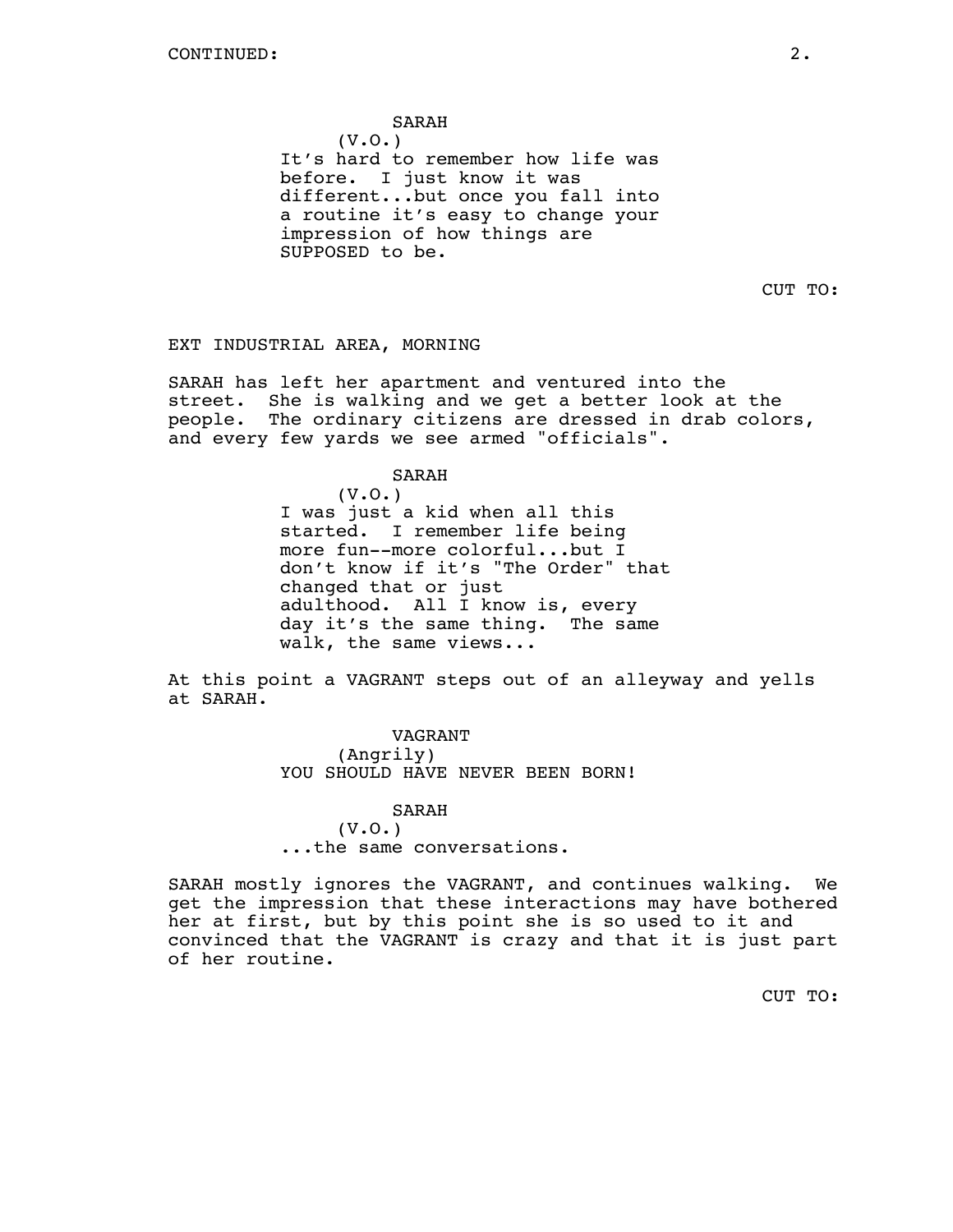CONTINUED:

SARAH
(V.O.)
It's hard to remember how life was before. I just know it was different...but once you fall into a routine it's easy to change your impression of how things are SUPPOSED to be.

CUT TO:

EXT INDUSTRIAL AREA, MORNING

SARAH has left her apartment and ventured into the street. She is walking and we get a better look at the people. The ordinary citizens are dressed in drab colors, and every few yards we see armed "officials".

SARAH
(V.O.)
I was just a kid when all this started. I remember life being more fun--more colorful...but I don't know if it's "The Order" that changed that or just adulthood. All I know is, every day it's the same thing. The same walk, the same views...

At this point a VAGRANT steps out of an alleyway and yells at SARAH.

VAGRANT
(Angrily)
YOU SHOULD HAVE NEVER BEEN BORN!

SARAH
(V.O.)
...the same conversations.

SARAH mostly ignores the VAGRANT, and continues walking. We get the impression that these interactions may have bothered her at first, but by this point she is so used to it and convinced that the VAGRANT is crazy and that it is just part of her routine.

CUT TO: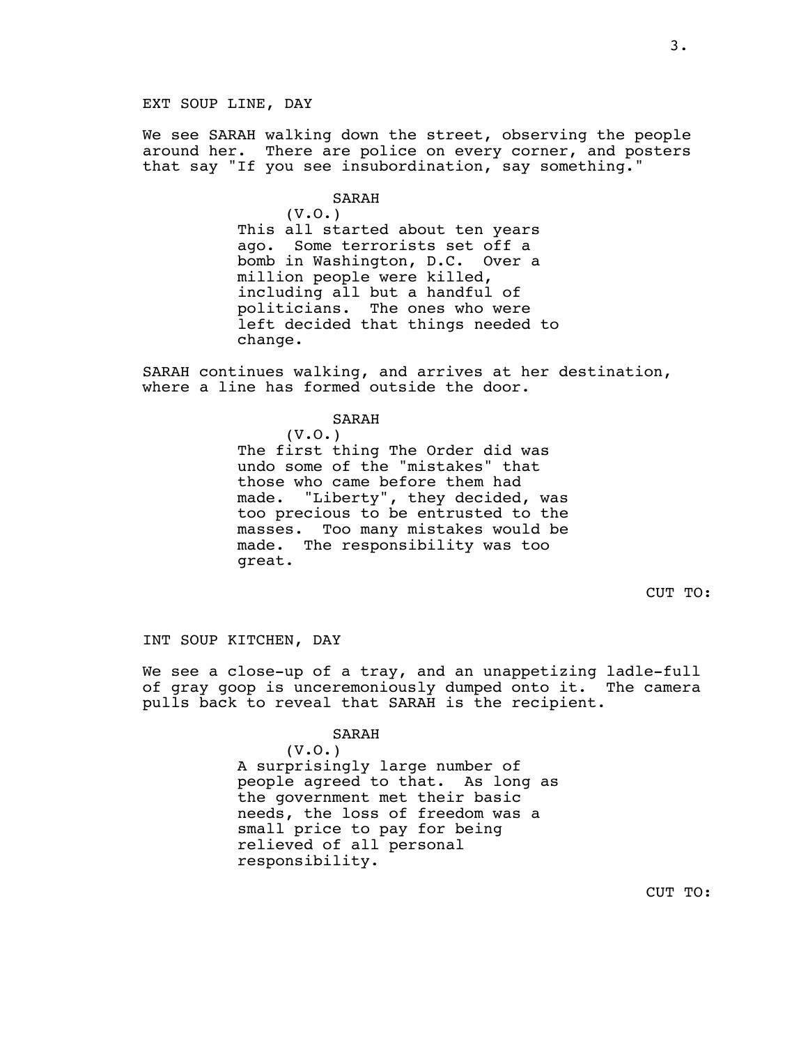EXT SOUP LINE, DAY

We see SARAH walking down the street, observing the people around her. There are police on every corner, and posters that say "If you see insubordination, say something."

SARAH
(V.O.)
This all started about ten years ago. Some terrorists set off a bomb in Washington, D.C. Over a million people were killed, including all but a handful of politicians. The ones who were left decided that things needed to change.

SARAH continues walking, and arrives at her destination, where a line has formed outside the door.

SARAH
(V.O.)
The first thing The Order did was undo some of the "mistakes" that those who came before them had made. "Liberty", they decided, was too precious to be entrusted to the masses. Too many mistakes would be made. The responsibility was too great.

CUT TO:

INT SOUP KITCHEN, DAY

We see a close-up of a tray, and an unappetizing ladle-full of gray goop is unceremoniously dumped onto it. The camera pulls back to reveal that SARAH is the recipient.

SARAH
(V.O.)
A surprisingly large number of people agreed to that. As long as the government met their basic needs, the loss of freedom was a small price to pay for being relieved of all personal responsibility.

CUT TO: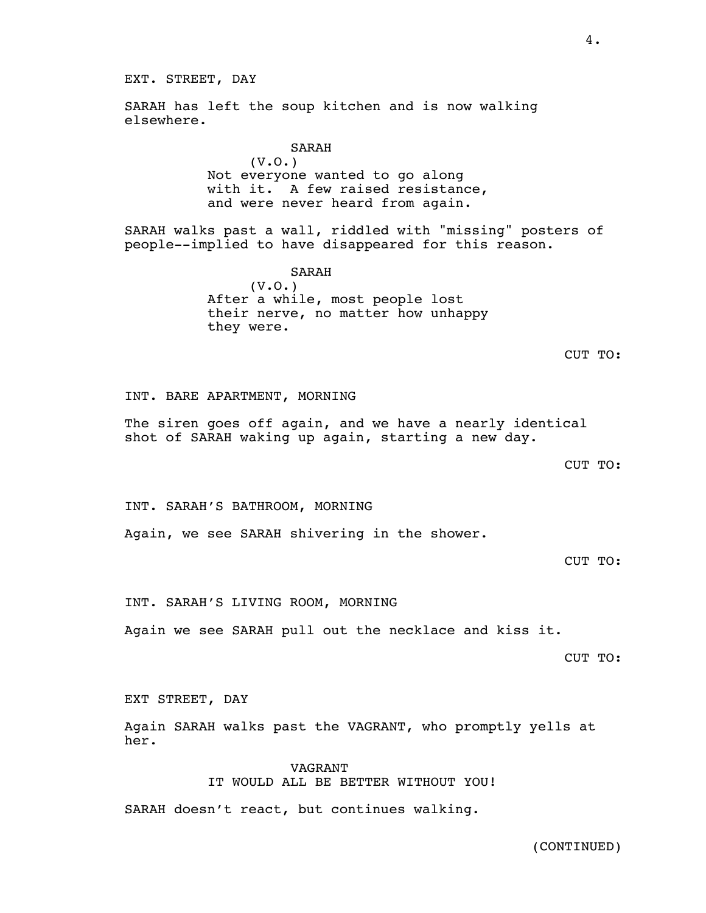EXT. STREET, DAY

SARAH has left the soup kitchen and is now walking elsewhere.

SARAH
(V.O.)
Not everyone wanted to go along with it. A few raised resistance, and were never heard from again.

SARAH walks past a wall, riddled with "missing" posters of people--implied to have disappeared for this reason.

SARAH
(V.O.)
After a while, most people lost their nerve, no matter how unhappy they were.

CUT TO:

INT. BARE APARTMENT, MORNING

The siren goes off again, and we have a nearly identical shot of SARAH waking up again, starting a new day.

CUT TO:

INT. SARAH'S BATHROOM, MORNING

Again, we see SARAH shivering in the shower.

CUT TO:

INT. SARAH'S LIVING ROOM, MORNING

Again we see SARAH pull out the necklace and kiss it.

CUT TO:

EXT STREET, DAY

Again SARAH walks past the VAGRANT, who promptly yells at her.

VAGRANT
IT WOULD ALL BE BETTER WITHOUT YOU!

SARAH doesn't react, but continues walking.

(CONTINUED)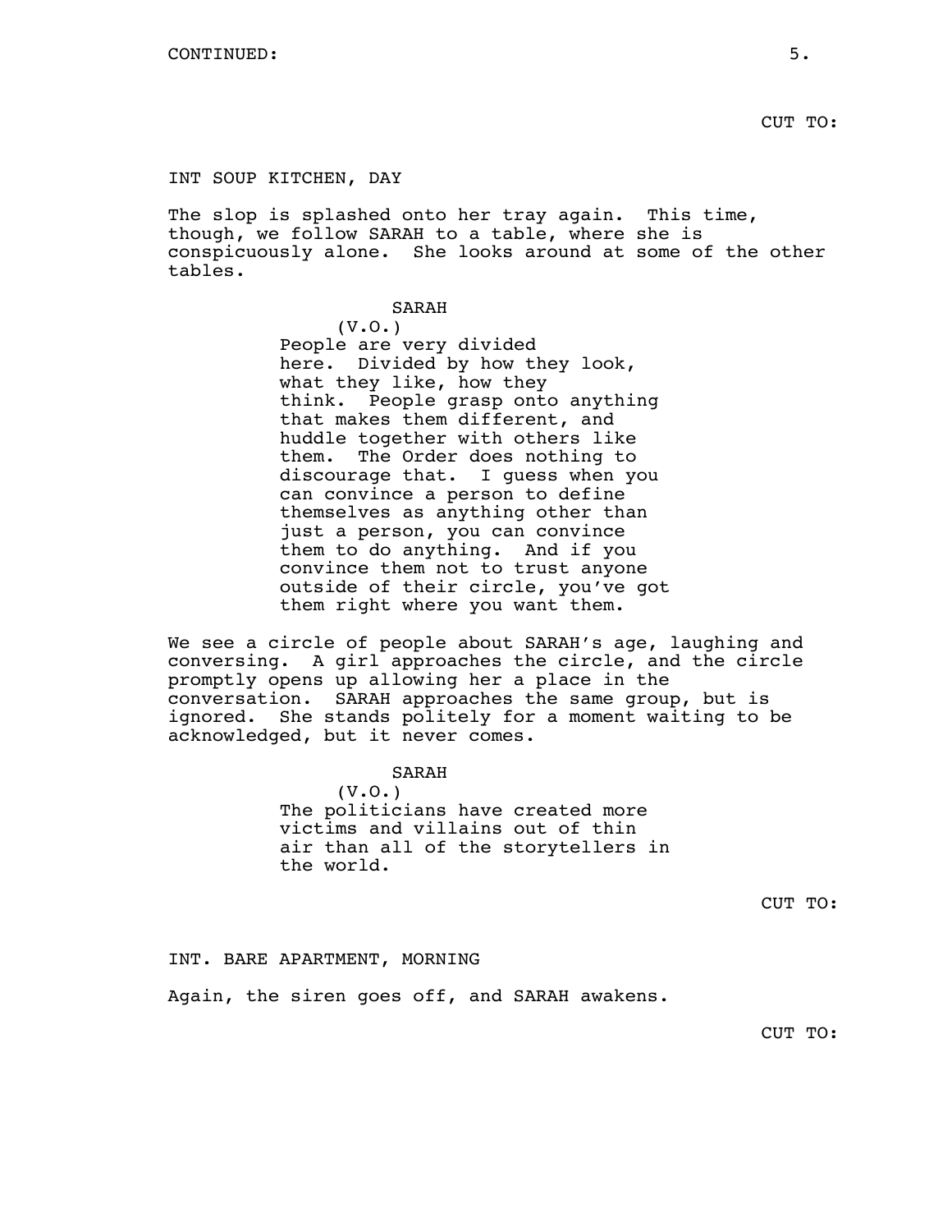CUT TO:

INT SOUP KITCHEN, DAY

The slop is splashed onto her tray again. This time, though, we follow SARAH to a table, where she is conspicuously alone. She looks around at some of the other tables.

SARAH
(V.O.)
People are very divided here. Divided by how they look, what they like, how they think. People grasp onto anything that makes them different, and huddle together with others like them. The Order does nothing to discourage that. I guess when you can convince a person to define themselves as anything other than just a person, you can convince them to do anything. And if you convince them not to trust anyone outside of their circle, you've got them right where you want them.

We see a circle of people about SARAH's age, laughing and conversing. A girl approaches the circle, and the circle promptly opens up allowing her a place in the conversation. SARAH approaches the same group, but is ignored. She stands politely for a moment waiting to be acknowledged, but it never comes.

SARAH
(V.O.)
The politicians have created more victims and villains out of thin air than all of the storytellers in the world.

CUT TO:

INT. BARE APARTMENT, MORNING

Again, the siren goes off, and SARAH awakens.

CUT TO: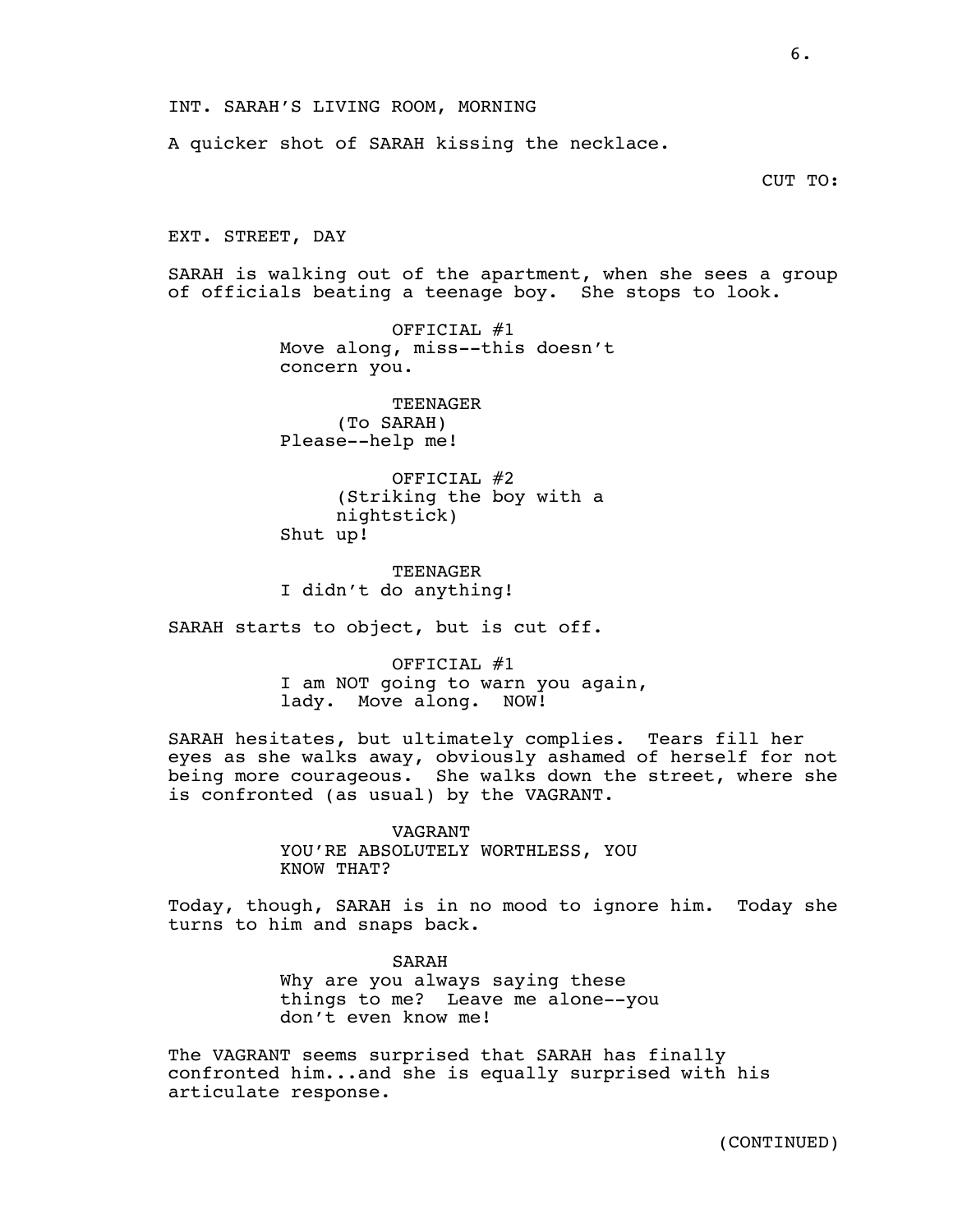INT. SARAH'S LIVING ROOM, MORNING

A quicker shot of SARAH kissing the necklace.

CUT TO:

EXT. STREET, DAY

SARAH is walking out of the apartment, when she sees a group of officials beating a teenage boy. She stops to look.

OFFICIAL #1
Move along, miss--this doesn't concern you.

TEENAGER
(To SARAH)
Please--help me!

OFFICIAL #2
(Striking the boy with a nightstick)
Shut up!

TEENAGER
I didn't do anything!

SARAH starts to object, but is cut off.

OFFICIAL #1
I am NOT going to warn you again, lady. Move along. NOW!

SARAH hesitates, but ultimately complies. Tears fill her eyes as she walks away, obviously ashamed of herself for not being more courageous. She walks down the street, where she is confronted (as usual) by the VAGRANT.

VAGRANT
YOU'RE ABSOLUTELY WORTHLESS, YOU KNOW THAT?

Today, though, SARAH is in no mood to ignore him. Today she turns to him and snaps back.

SARAH
Why are you always saying these things to me? Leave me alone--you don't even know me!

The VAGRANT seems surprised that SARAH has finally confronted him...and she is equally surprised with his articulate response.

(CONTINUED)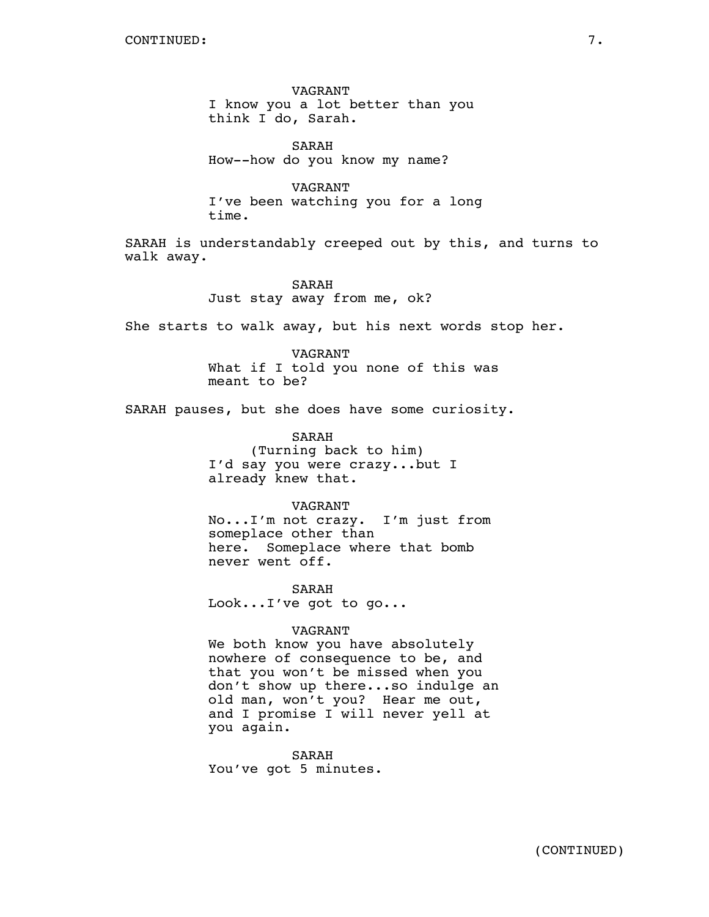VAGRANT
I know you a lot better than you think I do, Sarah.

SARAH
How--how do you know my name?

VAGRANT
I've been watching you for a long time.

SARAH is understandably creeped out by this, and turns to walk away.

SARAH
Just stay away from me, ok?

She starts to walk away, but his next words stop her.

VAGRANT
What if I told you none of this was meant to be?

SARAH pauses, but she does have some curiosity.

SARAH
(Turning back to him)
I'd say you were crazy...but I already knew that.

VAGRANT
No...I'm not crazy. I'm just from someplace other than here. Someplace where that bomb never went off.

SARAH
Look...I've got to go...

VAGRANT
We both know you have absolutely nowhere of consequence to be, and that you won't be missed when you don't show up there...so indulge an old man, won't you? Hear me out, and I promise I will never yell at you again.

SARAH
You've got 5 minutes.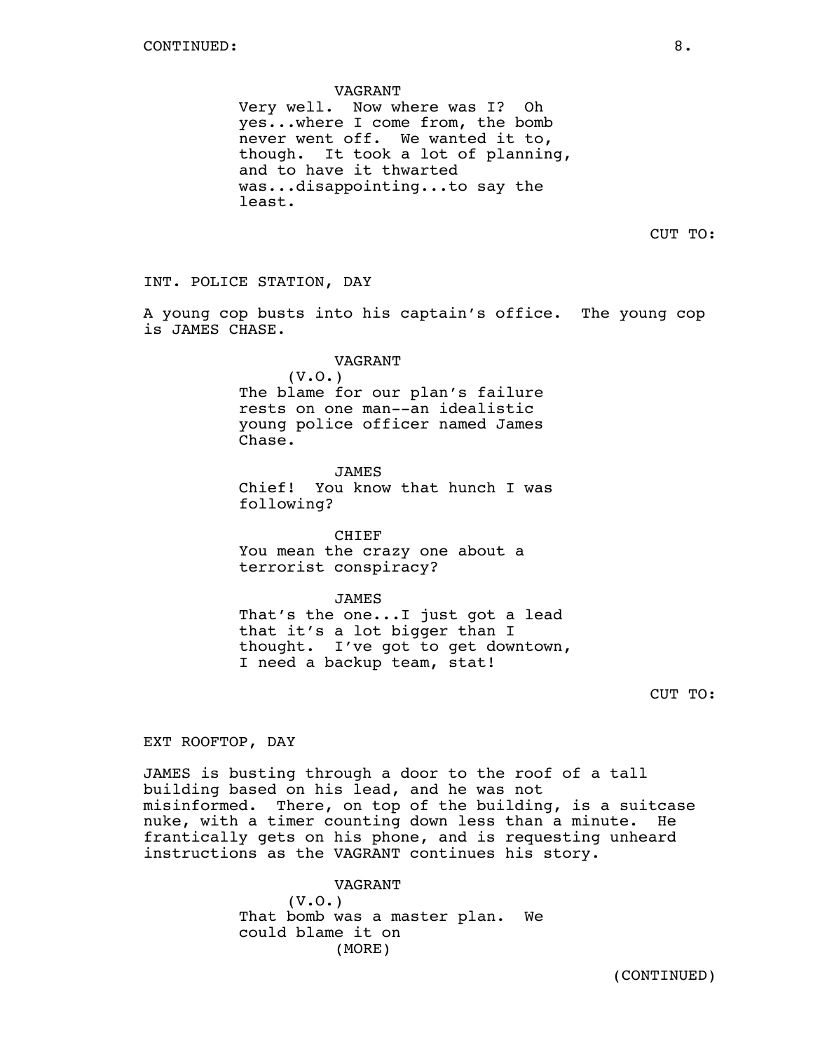CONTINUED:

VAGRANT
Very well. Now where was I? Oh yes...where I come from, the bomb never went off. We wanted it to, though. It took a lot of planning, and to have it thwarted was...disappointing...to say the least.

CUT TO:

INT. POLICE STATION, DAY

A young cop busts into his captain's office. The young cop is JAMES CHASE.

VAGRANT
(V.O.)
The blame for our plan's failure rests on one man--an idealistic young police officer named James Chase.

JAMES
Chief! You know that hunch I was following?

CHIEF
You mean the crazy one about a terrorist conspiracy?

JAMES
That's the one...I just got a lead that it's a lot bigger than I thought. I've got to get downtown, I need a backup team, stat!

CUT TO:

EXT ROOFTOP, DAY

JAMES is busting through a door to the roof of a tall building based on his lead, and he was not misinformed. There, on top of the building, is a suitcase nuke, with a timer counting down less than a minute. He frantically gets on his phone, and is requesting unheard instructions as the VAGRANT continues his story.

VAGRANT
(V.O.)
That bomb was a master plan. We could blame it on
(MORE)

(CONTINUED)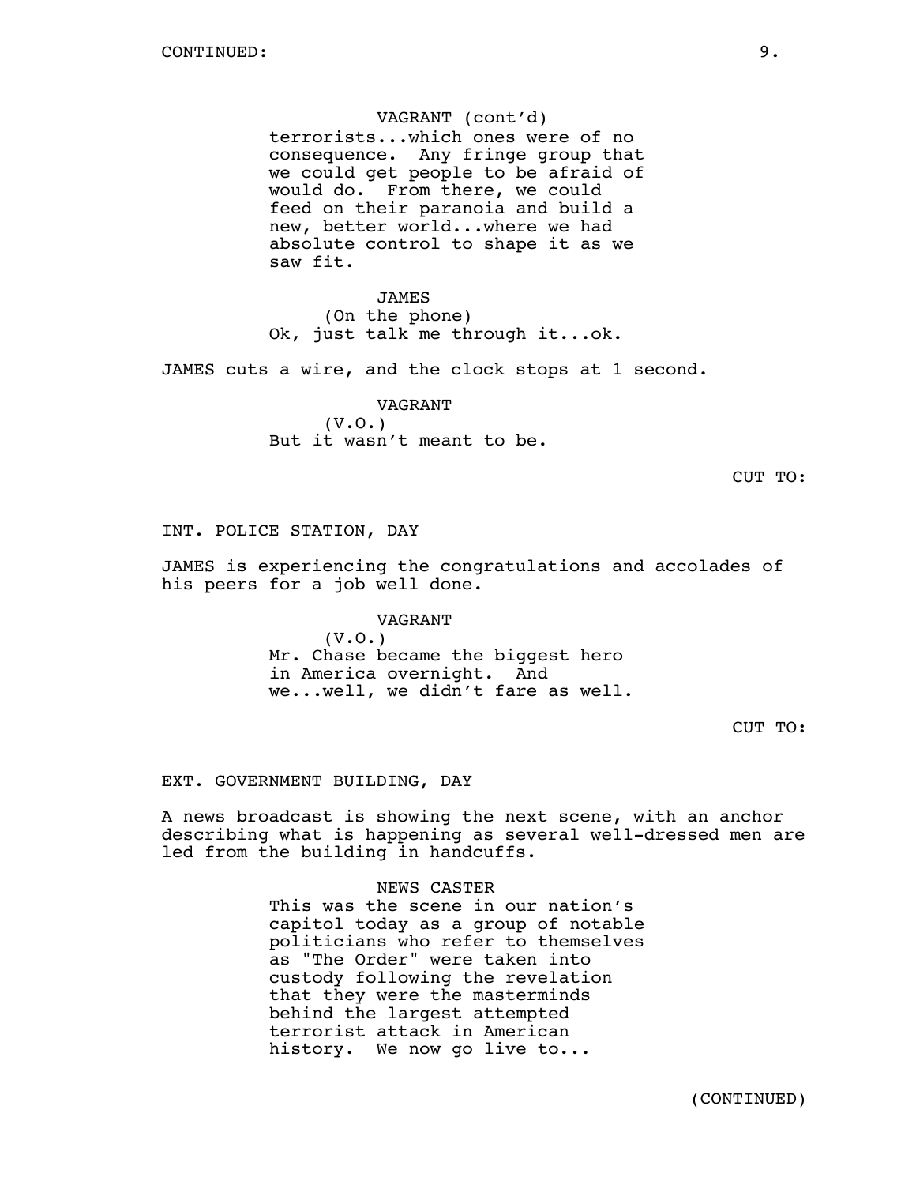VAGRANT (cont'd)
terrorists...which ones were of no consequence. Any fringe group that we could get people to be afraid of would do. From there, we could feed on their paranoia and build a new, better world...where we had absolute control to shape it as we saw fit.

JAMES
(On the phone)
Ok, just talk me through it...ok.

JAMES cuts a wire, and the clock stops at 1 second.

VAGRANT
(V.O.)
But it wasn't meant to be.

CUT TO:

INT. POLICE STATION, DAY

JAMES is experiencing the congratulations and accolades of his peers for a job well done.

VAGRANT
(V.O.)
Mr. Chase became the biggest hero in America overnight. And we...well, we didn't fare as well.

CUT TO:

EXT. GOVERNMENT BUILDING, DAY

A news broadcast is showing the next scene, with an anchor describing what is happening as several well-dressed men are led from the building in handcuffs.

NEWS CASTER
This was the scene in our nation's capitol today as a group of notable politicians who refer to themselves as "The Order" were taken into custody following the revelation that they were the masterminds behind the largest attempted terrorist attack in American history. We now go live to...

(CONTINUED)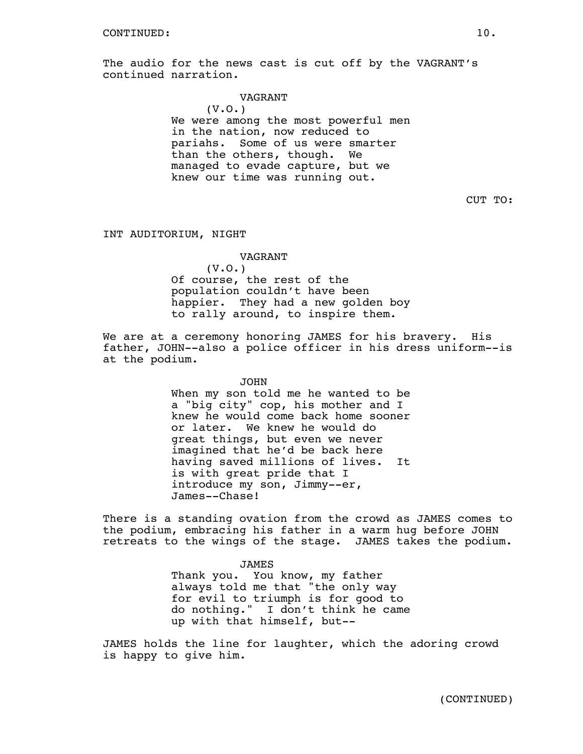CONTINUED:

The audio for the news cast is cut off by the VAGRANT's continued narration.

VAGRANT
(V.O.)
We were among the most powerful men in the nation, now reduced to pariahs. Some of us were smarter than the others, though. We managed to evade capture, but we knew our time was running out.

CUT TO:

INT AUDITORIUM, NIGHT

VAGRANT
(V.O.)
Of course, the rest of the population couldn't have been happier. They had a new golden boy to rally around, to inspire them.

We are at a ceremony honoring JAMES for his bravery. His father, JOHN--also a police officer in his dress uniform--is at the podium.

JOHN
When my son told me he wanted to be a "big city" cop, his mother and I knew he would come back home sooner or later. We knew he would do great things, but even we never imagined that he'd be back here having saved millions of lives. It is with great pride that I introduce my son, Jimmy--er, James--Chase!

There is a standing ovation from the crowd as JAMES comes to the podium, embracing his father in a warm hug before JOHN retreats to the wings of the stage. JAMES takes the podium.

JAMES
Thank you. You know, my father always told me that "the only way for evil to triumph is for good to do nothing." I don't think he came up with that himself, but--

JAMES holds the line for laughter, which the adoring crowd is happy to give him.

(CONTINUED)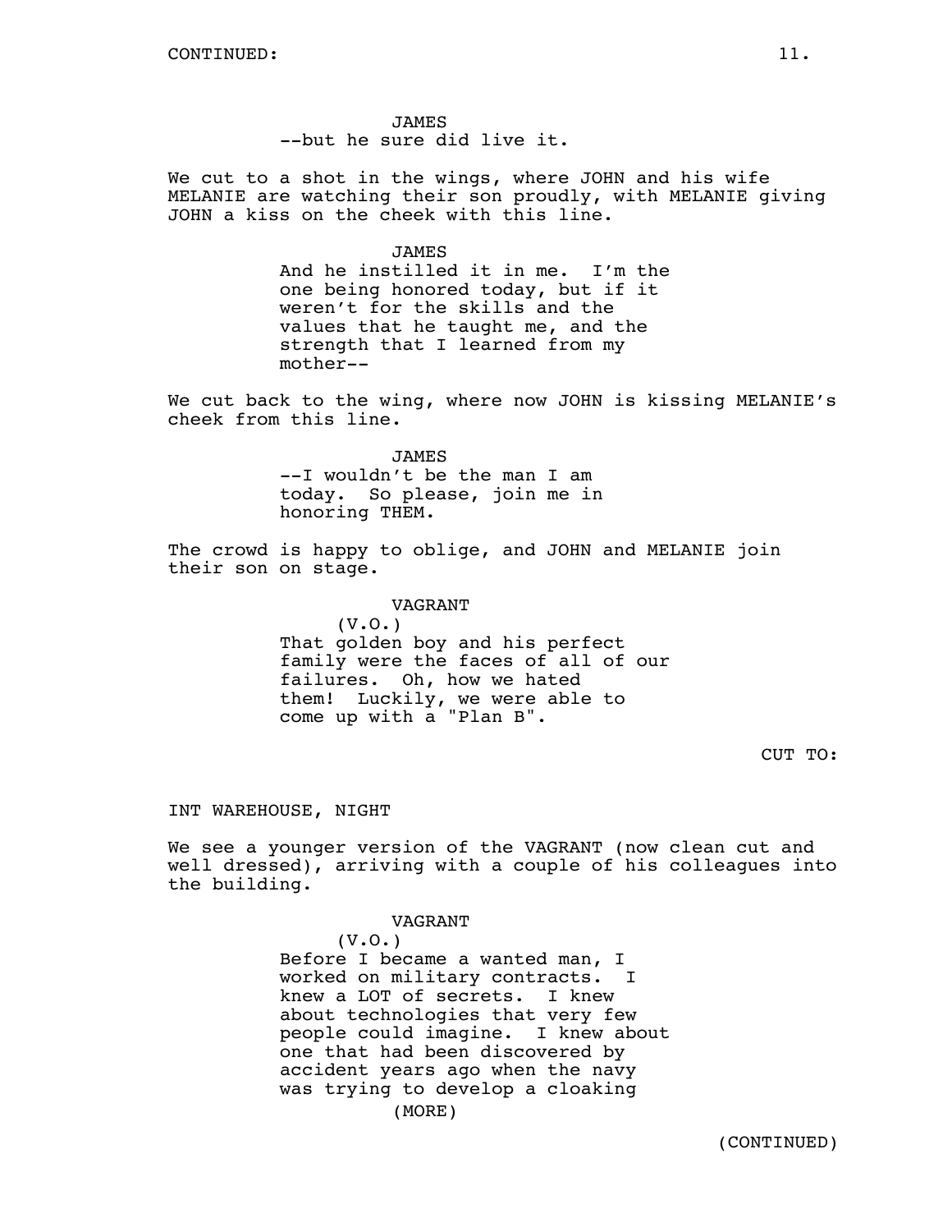CONTINUED:

JAMES
--but he sure did live it.

We cut to a shot in the wings, where JOHN and his wife MELANIE are watching their son proudly, with MELANIE giving JOHN a kiss on the cheek with this line.

JAMES
And he instilled it in me. I'm the one being honored today, but if it weren't for the skills and the values that he taught me, and the strength that I learned from my mother--

We cut back to the wing, where now JOHN is kissing MELANIE's cheek from this line.

JAMES
--I wouldn't be the man I am today. So please, join me in honoring THEM.

The crowd is happy to oblige, and JOHN and MELANIE join their son on stage.

VAGRANT
(V.O.)
That golden boy and his perfect family were the faces of all of our failures. Oh, how we hated them! Luckily, we were able to come up with a "Plan B".

CUT TO:

INT WAREHOUSE, NIGHT

We see a younger version of the VAGRANT (now clean cut and well dressed), arriving with a couple of his colleagues into the building.

VAGRANT
(V.O.)
Before I became a wanted man, I worked on military contracts. I knew a LOT of secrets. I knew about technologies that very few people could imagine. I knew about one that had been discovered by accident years ago when the navy was trying to develop a cloaking
(MORE)

(CONTINUED)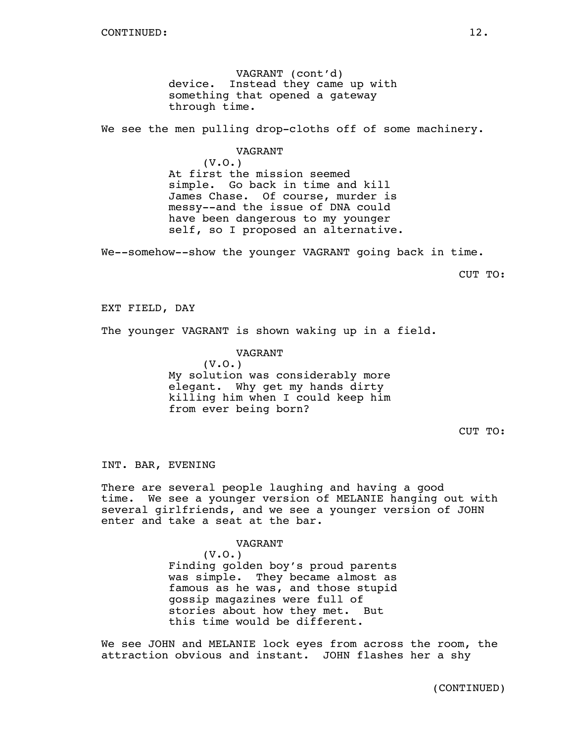VAGRANT (cont'd)
device. Instead they came up with something that opened a gateway through time.

We see the men pulling drop-cloths off of some machinery.

VAGRANT
(V.O.)
At first the mission seemed simple. Go back in time and kill James Chase. Of course, murder is messy--and the issue of DNA could have been dangerous to my younger self, so I proposed an alternative.

We--somehow--show the younger VAGRANT going back in time.

CUT TO:

EXT FIELD, DAY

The younger VAGRANT is shown waking up in a field.

VAGRANT
(V.O.)
My solution was considerably more elegant. Why get my hands dirty killing him when I could keep him from ever being born?

CUT TO:

INT. BAR, EVENING

There are several people laughing and having a good time. We see a younger version of MELANIE hanging out with several girlfriends, and we see a younger version of JOHN enter and take a seat at the bar.

VAGRANT
(V.O.)
Finding golden boy's proud parents was simple. They became almost as famous as he was, and those stupid gossip magazines were full of stories about how they met. But this time would be different.

We see JOHN and MELANIE lock eyes from across the room, the attraction obvious and instant. JOHN flashes her a shy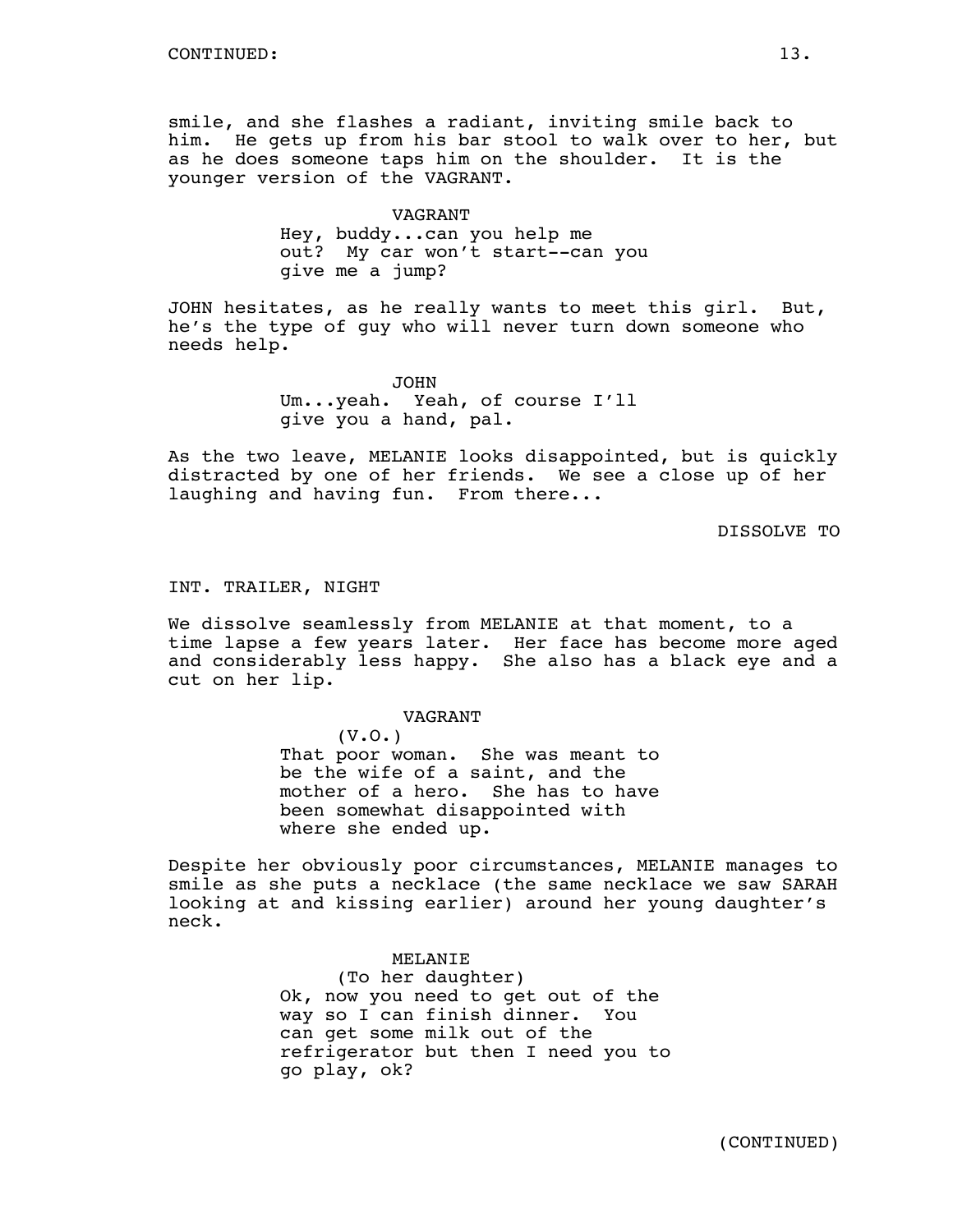smile, and she flashes a radiant, inviting smile back to him. He gets up from his bar stool to walk over to her, but as he does someone taps him on the shoulder. It is the younger version of the VAGRANT.

VAGRANT

Hey, buddy...can you help me out? My car won't start--can you give me a jump?

JOHN hesitates, as he really wants to meet this girl. But, he's the type of guy who will never turn down someone who needs help.

JOHN

Um...yeah. Yeah, of course I'll give you a hand, pal.

As the two leave, MELANIE looks disappointed, but is quickly distracted by one of her friends. We see a close up of her laughing and having fun. From there...

DISSOLVE TO

INT. TRAILER, NIGHT

We dissolve seamlessly from MELANIE at that moment, to a time lapse a few years later. Her face has become more aged and considerably less happy. She also has a black eye and a cut on her lip.

VAGRANT

(V.O.)

That poor woman. She was meant to be the wife of a saint, and the mother of a hero. She has to have been somewhat disappointed with where she ended up.

Despite her obviously poor circumstances, MELANIE manages to smile as she puts a necklace (the same necklace we saw SARAH looking at and kissing earlier) around her young daughter's neck.

MELANIE

(To her daughter)

Ok, now you need to get out of the way so I can finish dinner. You can get some milk out of the refrigerator but then I need you to go play, ok?

(CONTINUED)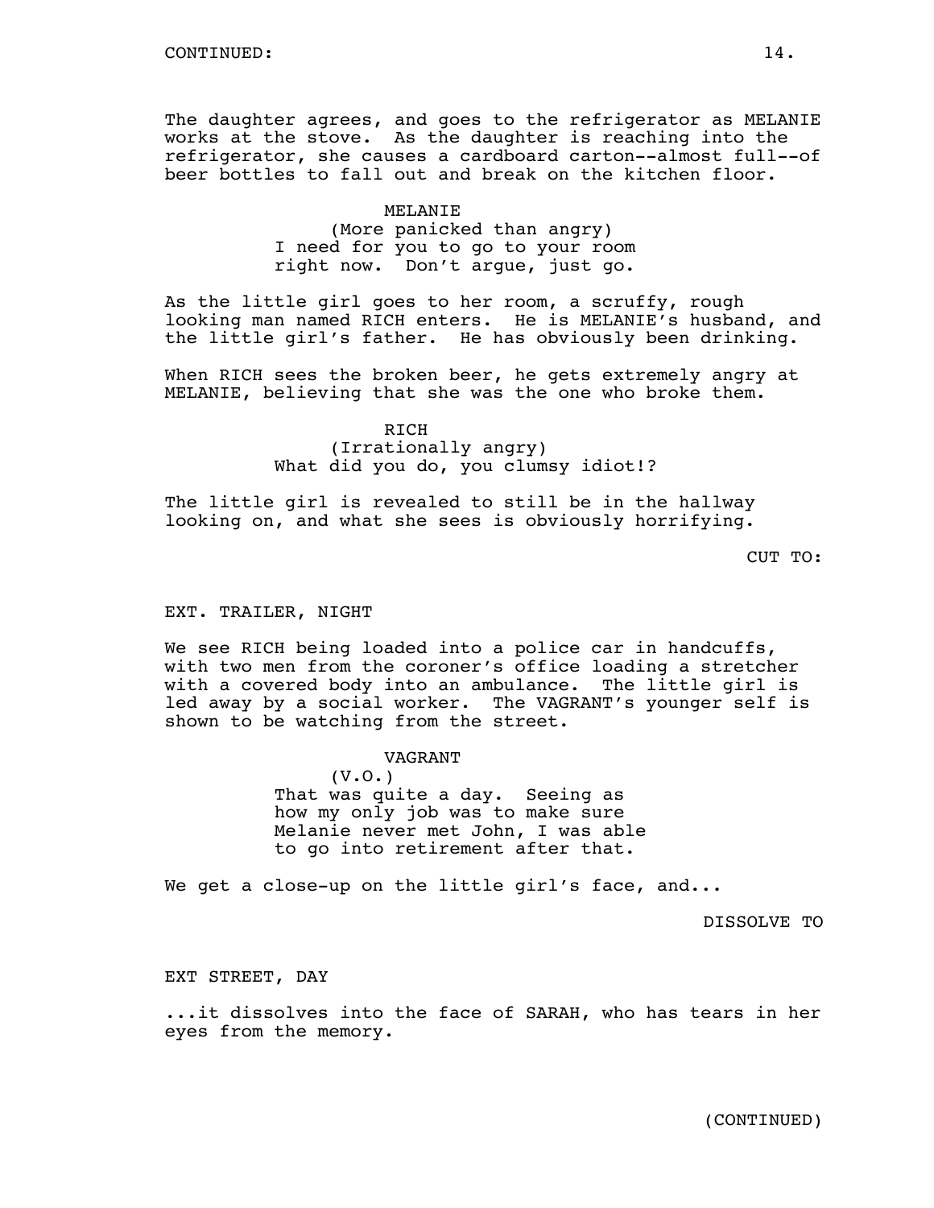CONTINUED:

The daughter agrees, and goes to the refrigerator as MELANIE works at the stove. As the daughter is reaching into the refrigerator, she causes a cardboard carton--almost full--of beer bottles to fall out and break on the kitchen floor.

MELANIE
(More panicked than angry)
I need for you to go to your room right now. Don't argue, just go.

As the little girl goes to her room, a scruffy, rough looking man named RICH enters. He is MELANIE's husband, and the little girl's father. He has obviously been drinking.

When RICH sees the broken beer, he gets extremely angry at MELANIE, believing that she was the one who broke them.

RICH
(Irrationally angry)
What did you do, you clumsy idiot!?

The little girl is revealed to still be in the hallway looking on, and what she sees is obviously horrifying.

CUT TO:

EXT. TRAILER, NIGHT

We see RICH being loaded into a police car in handcuffs, with two men from the coroner's office loading a stretcher with a covered body into an ambulance. The little girl is led away by a social worker. The VAGRANT's younger self is shown to be watching from the street.

VAGRANT
(V.O.)
That was quite a day. Seeing as how my only job was to make sure Melanie never met John, I was able to go into retirement after that.

We get a close-up on the little girl's face, and...

DISSOLVE TO

EXT STREET, DAY

...it dissolves into the face of SARAH, who has tears in her eyes from the memory.

(CONTINUED)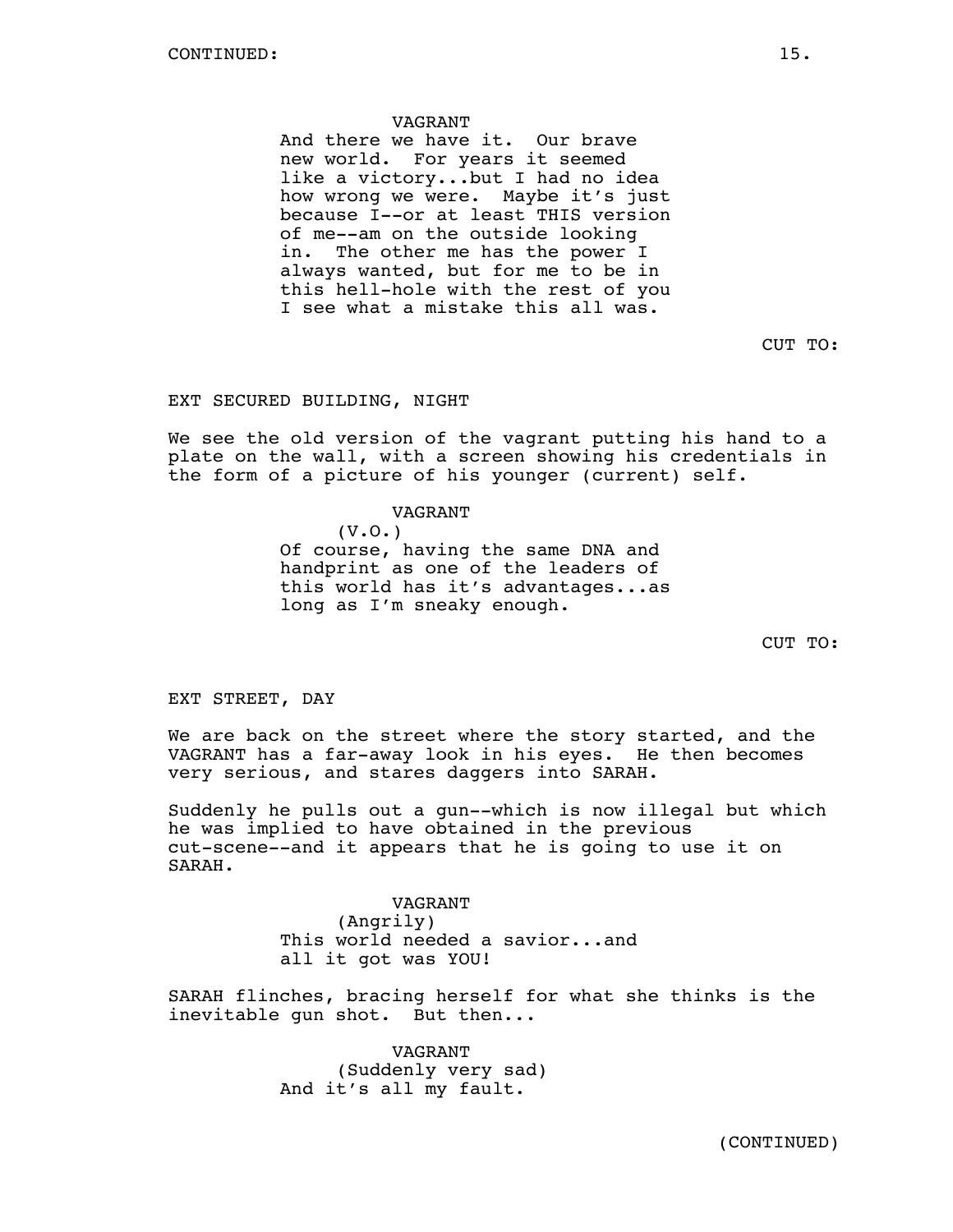CONTINUED:

VAGRANT
And there we have it. Our brave new world. For years it seemed like a victory...but I had no idea how wrong we were. Maybe it's just because I--or at least THIS version of me--am on the outside looking in. The other me has the power I always wanted, but for me to be in this hell-hole with the rest of you I see what a mistake this all was.

CUT TO:

EXT SECURED BUILDING, NIGHT

We see the old version of the vagrant putting his hand to a plate on the wall, with a screen showing his credentials in the form of a picture of his younger (current) self.

VAGRANT
(V.O.)
Of course, having the same DNA and handprint as one of the leaders of this world has it's advantages...as long as I'm sneaky enough.

CUT TO:

EXT STREET, DAY

We are back on the street where the story started, and the VAGRANT has a far-away look in his eyes. He then becomes very serious, and stares daggers into SARAH.

Suddenly he pulls out a gun--which is now illegal but which he was implied to have obtained in the previous cut-scene--and it appears that he is going to use it on SARAH.

VAGRANT
(Angrily)
This world needed a savior...and all it got was YOU!

SARAH flinches, bracing herself for what she thinks is the inevitable gun shot. But then...

VAGRANT
(Suddenly very sad)
And it's all my fault.

(CONTINUED)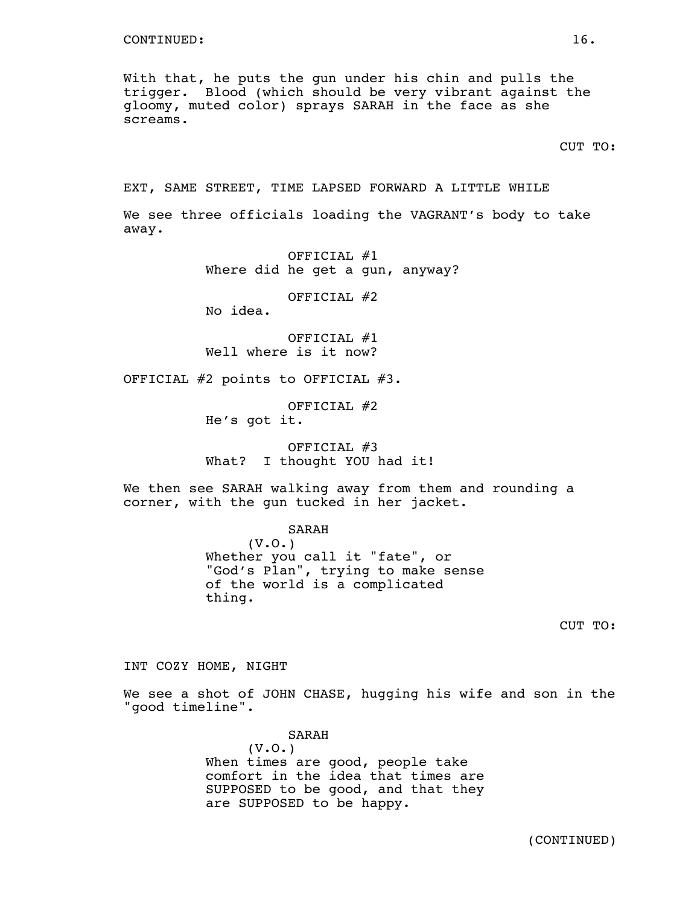CONTINUED:

With that, he puts the gun under his chin and pulls the trigger. Blood (which should be very vibrant against the gloomy, muted color) sprays SARAH in the face as she screams.

CUT TO:

EXT, SAME STREET, TIME LAPSED FORWARD A LITTLE WHILE

We see three officials loading the VAGRANT's body to take away.

OFFICIAL #1
Where did he get a gun, anyway?

OFFICIAL #2
No idea.

OFFICIAL #1
Well where is it now?

OFFICIAL #2 points to OFFICIAL #3.

OFFICIAL #2
He's got it.

OFFICIAL #3
What? I thought YOU had it!

We then see SARAH walking away from them and rounding a corner, with the gun tucked in her jacket.

SARAH
(V.O.)
Whether you call it "fate", or "God's Plan", trying to make sense of the world is a complicated thing.

CUT TO:

INT COZY HOME, NIGHT

We see a shot of JOHN CHASE, hugging his wife and son in the "good timeline".

SARAH
(V.O.)
When times are good, people take comfort in the idea that times are SUPPOSED to be good, and that they are SUPPOSED to be happy.

(CONTINUED)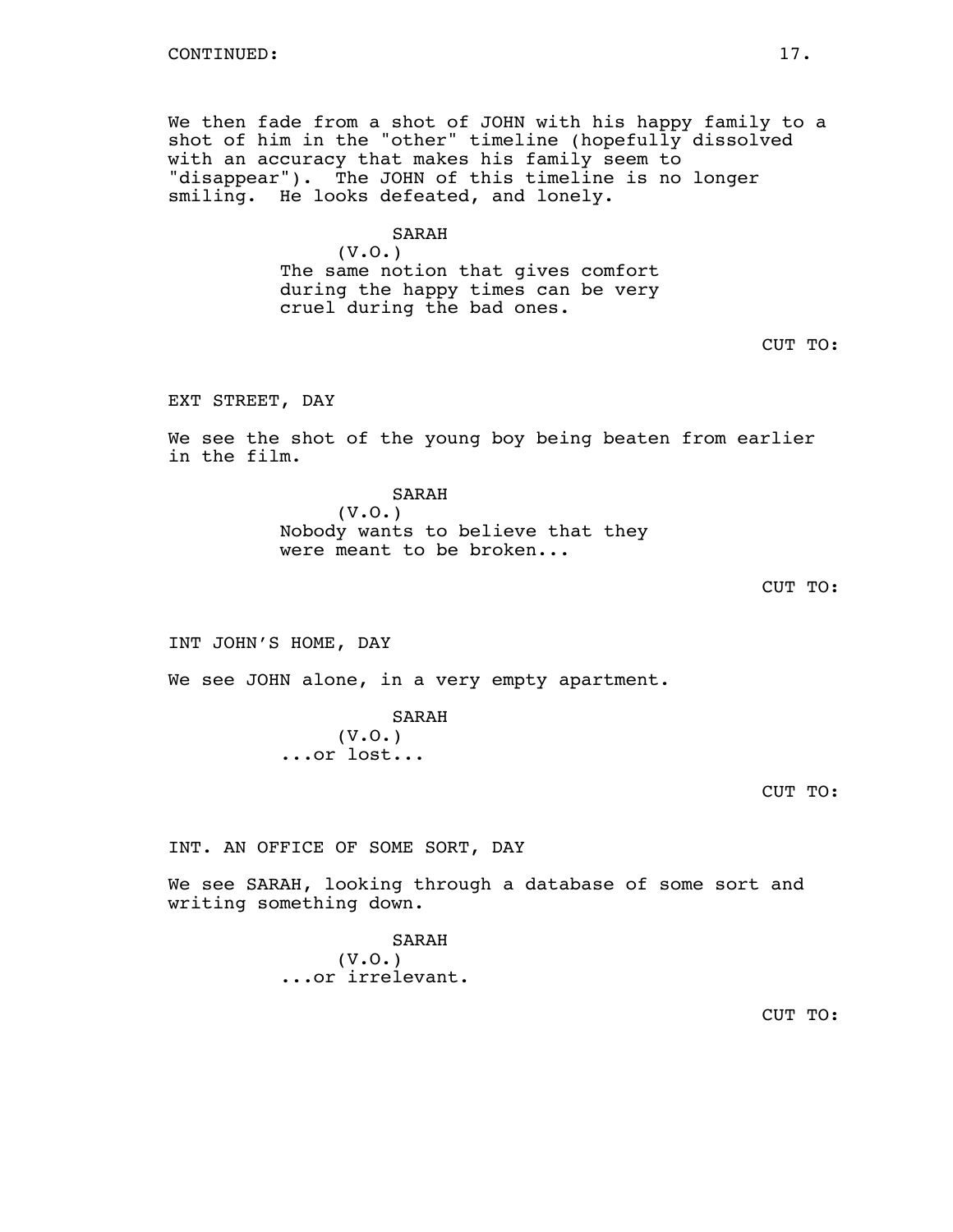CONTINUED:

We then fade from a shot of JOHN with his happy family to a shot of him in the "other" timeline (hopefully dissolved with an accuracy that makes his family seem to "disappear"). The JOHN of this timeline is no longer smiling. He looks defeated, and lonely.

SARAH
(V.O.)
The same notion that gives comfort during the happy times can be very cruel during the bad ones.

CUT TO:

EXT STREET, DAY

We see the shot of the young boy being beaten from earlier in the film.

SARAH
(V.O.)
Nobody wants to believe that they were meant to be broken...

CUT TO:

INT JOHN'S HOME, DAY

We see JOHN alone, in a very empty apartment.

SARAH
(V.O.)
...or lost...

CUT TO:

INT. AN OFFICE OF SOME SORT, DAY

We see SARAH, looking through a database of some sort and writing something down.

SARAH
(V.O.)
...or irrelevant.

CUT TO: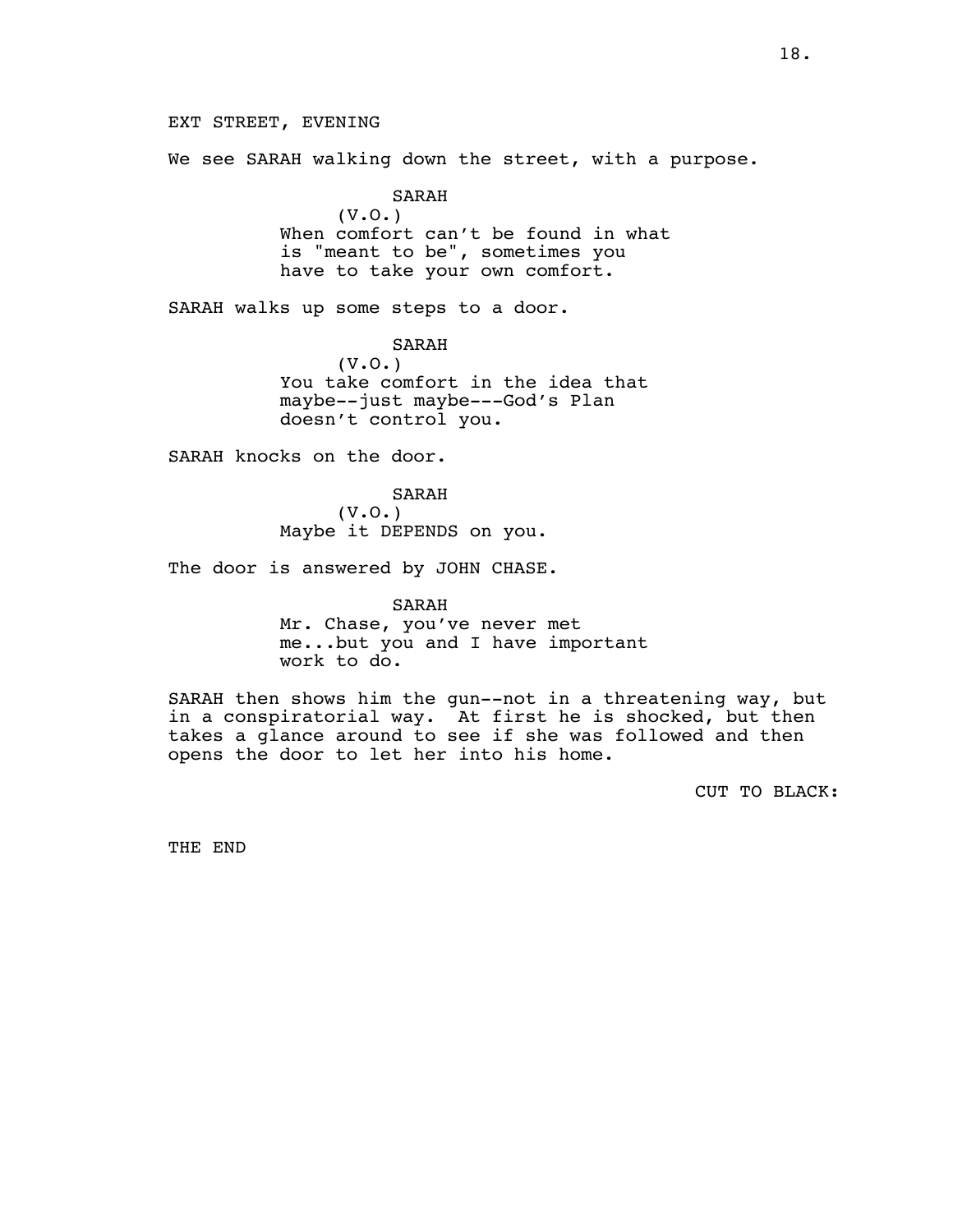EXT STREET, EVENING

We see SARAH walking down the street, with a purpose.

SARAH
(V.O.)
When comfort can't be found in what is "meant to be", sometimes you have to take your own comfort.

SARAH walks up some steps to a door.

SARAH
(V.O.)
You take comfort in the idea that maybe--just maybe---God's Plan doesn't control you.

SARAH knocks on the door.

SARAH
(V.O.)
Maybe it DEPENDS on you.

The door is answered by JOHN CHASE.

SARAH
Mr. Chase, you've never met me...but you and I have important work to do.

SARAH then shows him the gun--not in a threatening way, but in a conspiratorial way. At first he is shocked, but then takes a glance around to see if she was followed and then opens the door to let her into his home.

CUT TO BLACK:

THE END